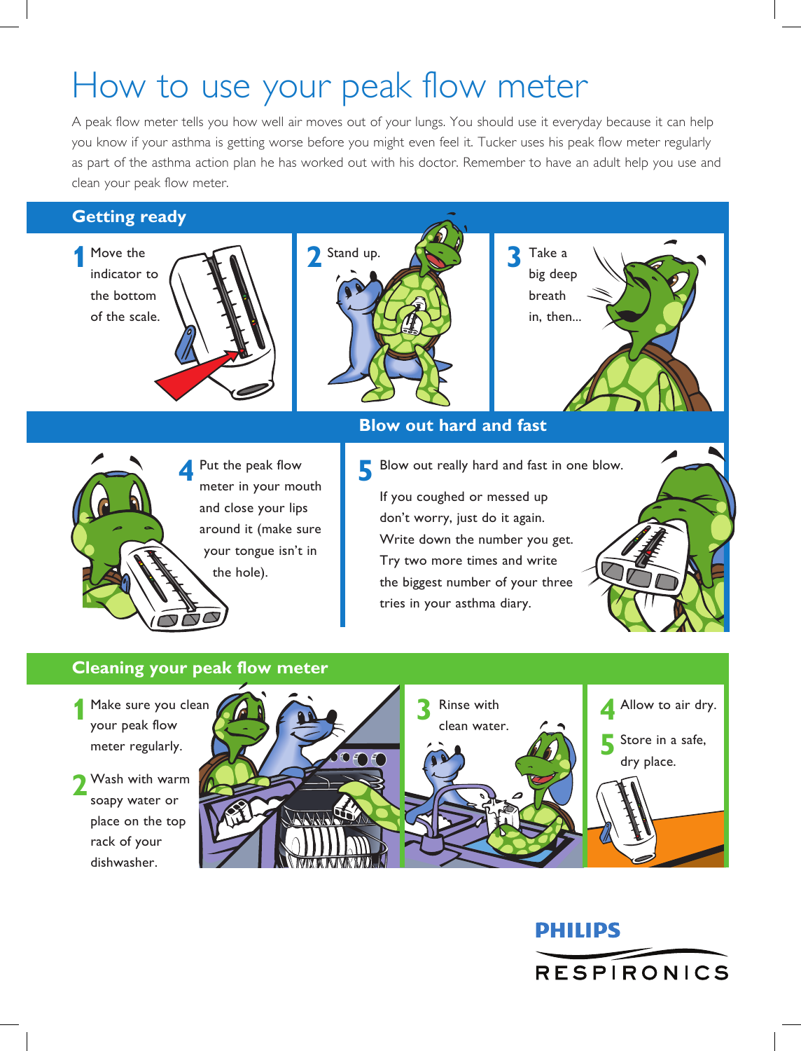# How to use your peak flow meter

A peak flow meter tells you how well air moves out of your lungs. You should use it everyday because it can help you know if your asthma is getting worse before you might even feel it. Tucker uses his peak flow meter regularly as part of the asthma action plan he has worked out with his doctor. Remember to have an adult help you use and clean your peak flow meter.

## Getting ready

1. Move the indicator to the bottom of the scale.
2. Stand up.
3. Take a big deep breath in, then...

## Blow out hard and fast

4. Put the peak flow meter in your mouth and close your lips around it (make sure your tongue isn't in the hole).
5. Blow out really hard and fast in one blow.

   If you coughed or messed up don't worry, just do it again. Write down the number you get. Try two more times and write the biggest number of your three tries in your asthma diary.

## Cleaning your peak flow meter

1. Make sure you clean your peak flow meter regularly.
2. Wash with warm soapy water or place on the top rack of your dishwasher.
3. Rinse with clean water.
4. Allow to air dry.
5. Store in a safe, dry place.

PHILIPS RESPIRONICS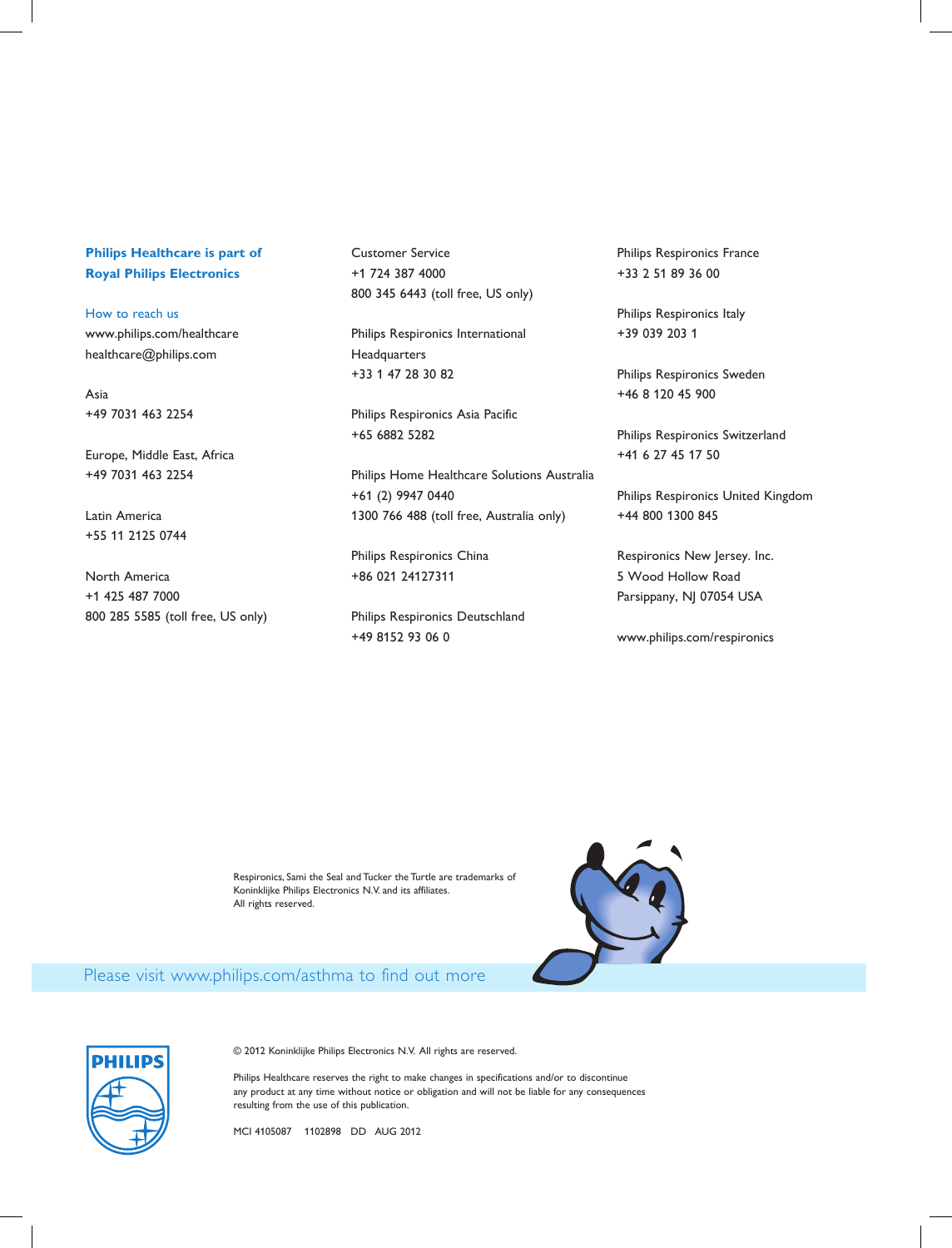**Philips Healthcare is part of Royal Philips Electronics**

How to reach us
www.philips.com/healthcare
healthcare@philips.com

Asia
+49 7031 463 2254

Europe, Middle East, Africa
+49 7031 463 2254

Latin America
+55 11 2125 0744

North America
+1 425 487 7000
800 285 5585 (toll free, US only)

Customer Service
+1 724 387 4000
800 345 6443 (toll free, US only)

Philips Respironics International Headquarters
+33 1 47 28 30 82

Philips Respironics Asia Pacific
+65 6882 5282

Philips Home Healthcare Solutions Australia
+61 (2) 9947 0440
1300 766 488 (toll free, Australia only)

Philips Respironics China
+86 021 24127311

Philips Respironics Deutschland
+49 8152 93 06 0

Philips Respironics France
+33 2 51 89 36 00

Philips Respironics Italy
+39 039 203 1

Philips Respironics Sweden
+46 8 120 45 900

Philips Respironics Switzerland
+41 6 27 45 17 50

Philips Respironics United Kingdom
+44 800 1300 845

Respironics New Jersey. Inc.
5 Wood Hollow Road
Parsippany, NJ 07054 USA

www.philips.com/respironics

Respironics, Sami the Seal and Tucker the Turtle are trademarks of Koninklijke Philips Electronics N.V. and its affiliates.
All rights reserved.

Please visit www.philips.com/asthma to find out more

© 2012 Koninklijke Philips Electronics N.V. All rights are reserved.

Philips Healthcare reserves the right to make changes in specifications and/or to discontinue any product at any time without notice or obligation and will not be liable for any consequences resulting from the use of this publication.

MCI 4105087 1102898 DD AUG 2012